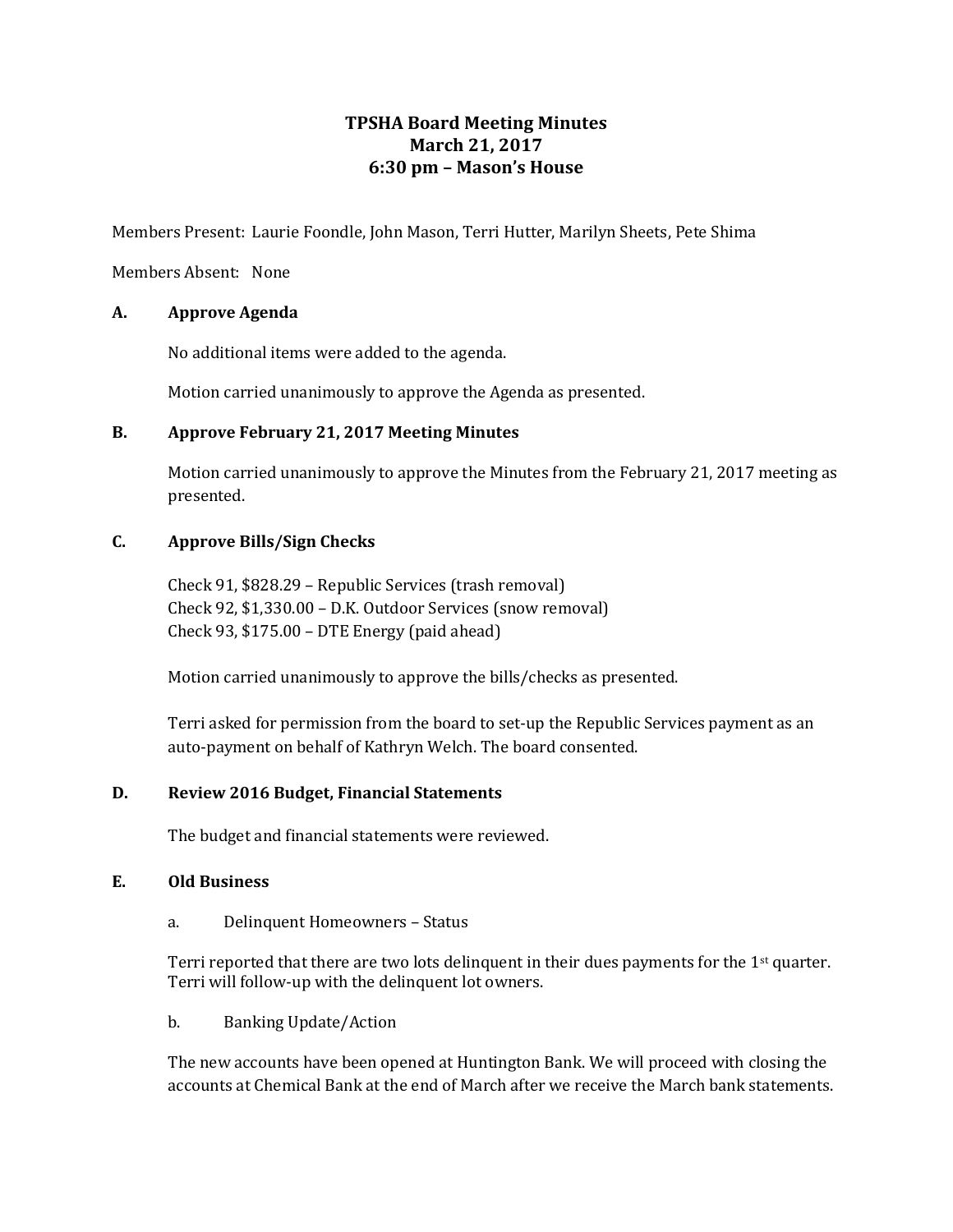# TPSHA Board Meeting Minutes
## March 21, 2017
## 6:30 pm – Mason's House

Members Present: Laurie Foondle, John Mason, Terri Hutter, Marilyn Sheets, Pete Shima

Members Absent: None

### A. Approve Agenda

No additional items were added to the agenda.

Motion carried unanimously to approve the Agenda as presented.

### B. Approve February 21, 2017 Meeting Minutes

Motion carried unanimously to approve the Minutes from the February 21, 2017 meeting as presented.

### C. Approve Bills/Sign Checks

Check 91, $828.29 – Republic Services (trash removal)
Check 92, $1,330.00 – D.K. Outdoor Services (snow removal)
Check 93, $175.00 – DTE Energy (paid ahead)

Motion carried unanimously to approve the bills/checks as presented.

Terri asked for permission from the board to set-up the Republic Services payment as an auto-payment on behalf of Kathryn Welch. The board consented.

### D. Review 2016 Budget, Financial Statements

The budget and financial statements were reviewed.

### E. Old Business

a. Delinquent Homeowners – Status

Terri reported that there are two lots delinquent in their dues payments for the 1st quarter. Terri will follow-up with the delinquent lot owners.

b. Banking Update/Action

The new accounts have been opened at Huntington Bank. We will proceed with closing the accounts at Chemical Bank at the end of March after we receive the March bank statements.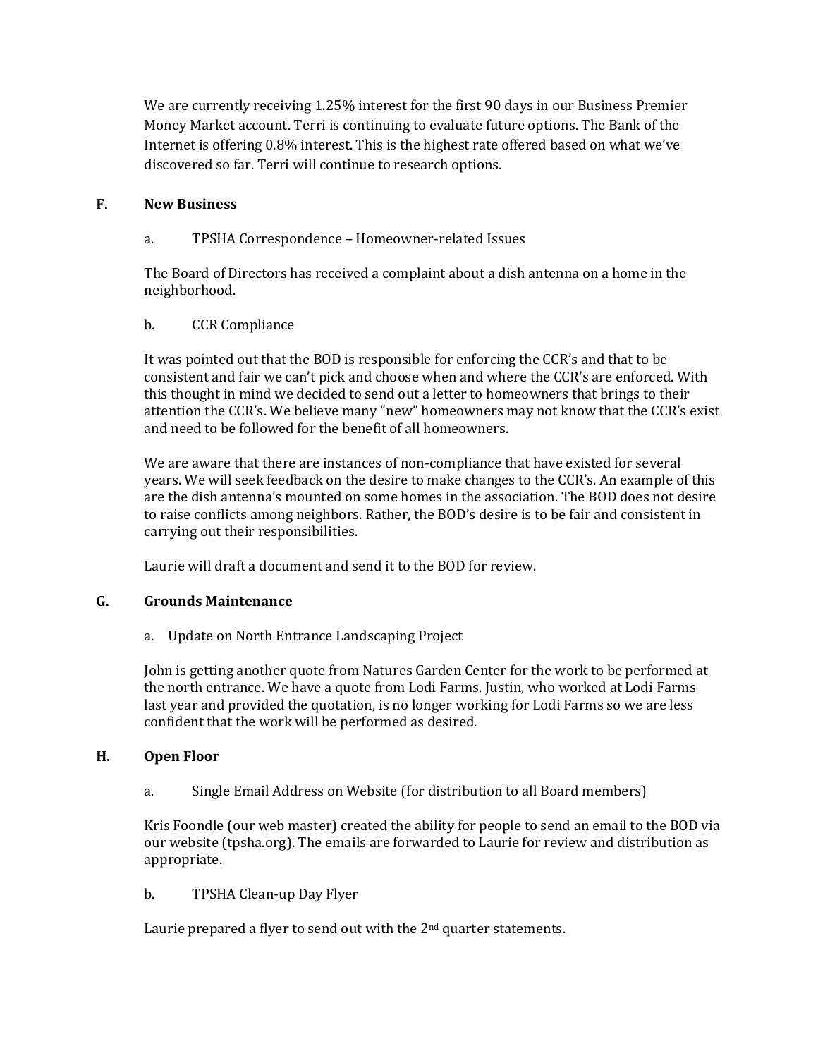We are currently receiving 1.25% interest for the first 90 days in our Business Premier Money Market account. Terri is continuing to evaluate future options. The Bank of the Internet is offering 0.8% interest. This is the highest rate offered based on what we've discovered so far. Terri will continue to research options.

## F. New Business

a. TPSHA Correspondence – Homeowner-related Issues

The Board of Directors has received a complaint about a dish antenna on a home in the neighborhood.

b. CCR Compliance

It was pointed out that the BOD is responsible for enforcing the CCR's and that to be consistent and fair we can't pick and choose when and where the CCR's are enforced. With this thought in mind we decided to send out a letter to homeowners that brings to their attention the CCR's. We believe many "new" homeowners may not know that the CCR's exist and need to be followed for the benefit of all homeowners.

We are aware that there are instances of non-compliance that have existed for several years. We will seek feedback on the desire to make changes to the CCR's. An example of this are the dish antenna's mounted on some homes in the association. The BOD does not desire to raise conflicts among neighbors. Rather, the BOD's desire is to be fair and consistent in carrying out their responsibilities.

Laurie will draft a document and send it to the BOD for review.

## G. Grounds Maintenance

a. Update on North Entrance Landscaping Project

John is getting another quote from Natures Garden Center for the work to be performed at the north entrance. We have a quote from Lodi Farms. Justin, who worked at Lodi Farms last year and provided the quotation, is no longer working for Lodi Farms so we are less confident that the work will be performed as desired.

## H. Open Floor

a. Single Email Address on Website (for distribution to all Board members)

Kris Foondle (our web master) created the ability for people to send an email to the BOD via our website (tpsha.org). The emails are forwarded to Laurie for review and distribution as appropriate.

b. TPSHA Clean-up Day Flyer

Laurie prepared a flyer to send out with the 2nd quarter statements.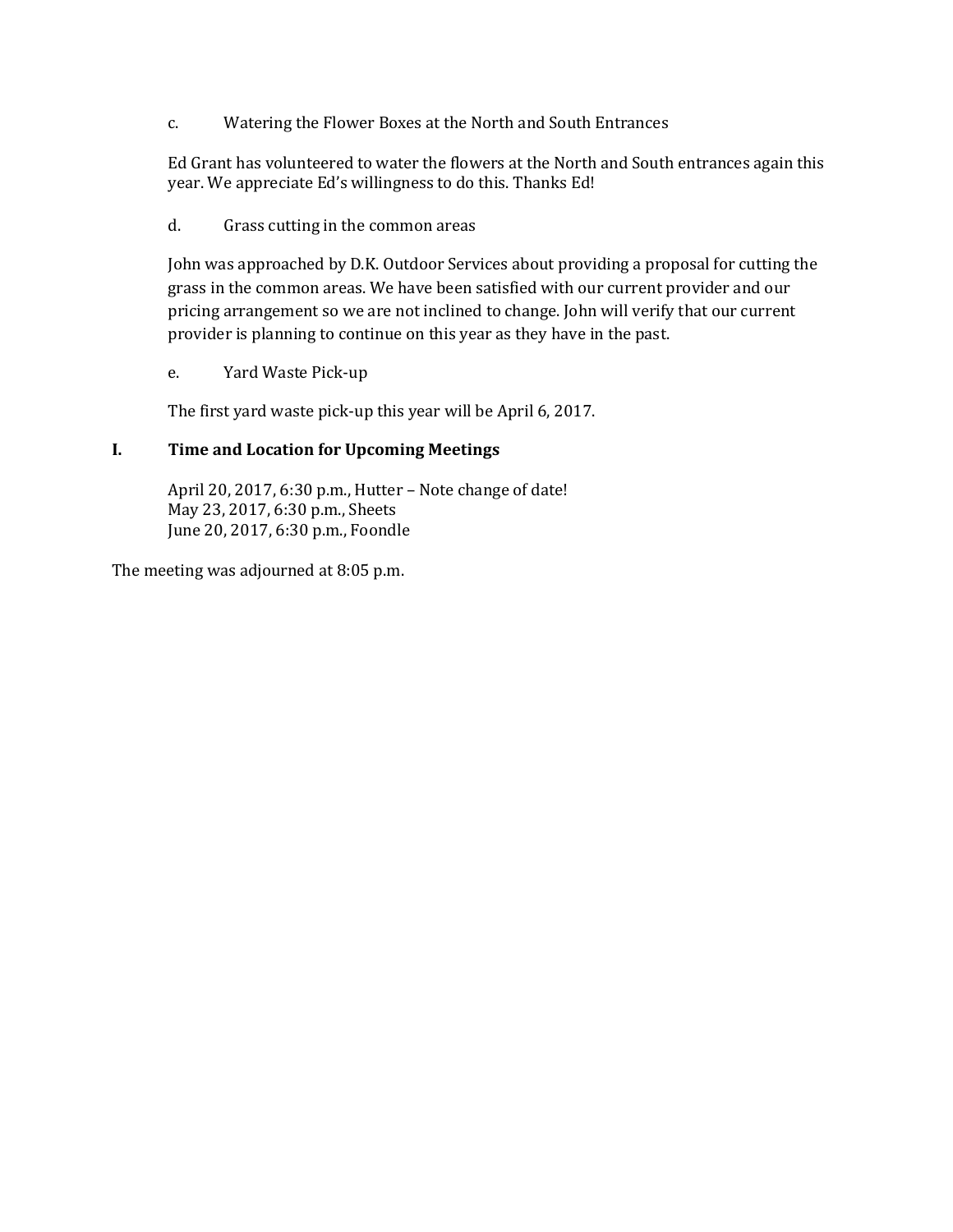c. Watering the Flower Boxes at the North and South Entrances

Ed Grant has volunteered to water the flowers at the North and South entrances again this year. We appreciate Ed's willingness to do this. Thanks Ed!

d. Grass cutting in the common areas

John was approached by D.K. Outdoor Services about providing a proposal for cutting the grass in the common areas. We have been satisfied with our current provider and our pricing arrangement so we are not inclined to change. John will verify that our current provider is planning to continue on this year as they have in the past.

e. Yard Waste Pick-up

The first yard waste pick-up this year will be April 6, 2017.

## I. Time and Location for Upcoming Meetings

April 20, 2017, 6:30 p.m., Hutter – Note change of date!
May 23, 2017, 6:30 p.m., Sheets
June 20, 2017, 6:30 p.m., Foondle

The meeting was adjourned at 8:05 p.m.